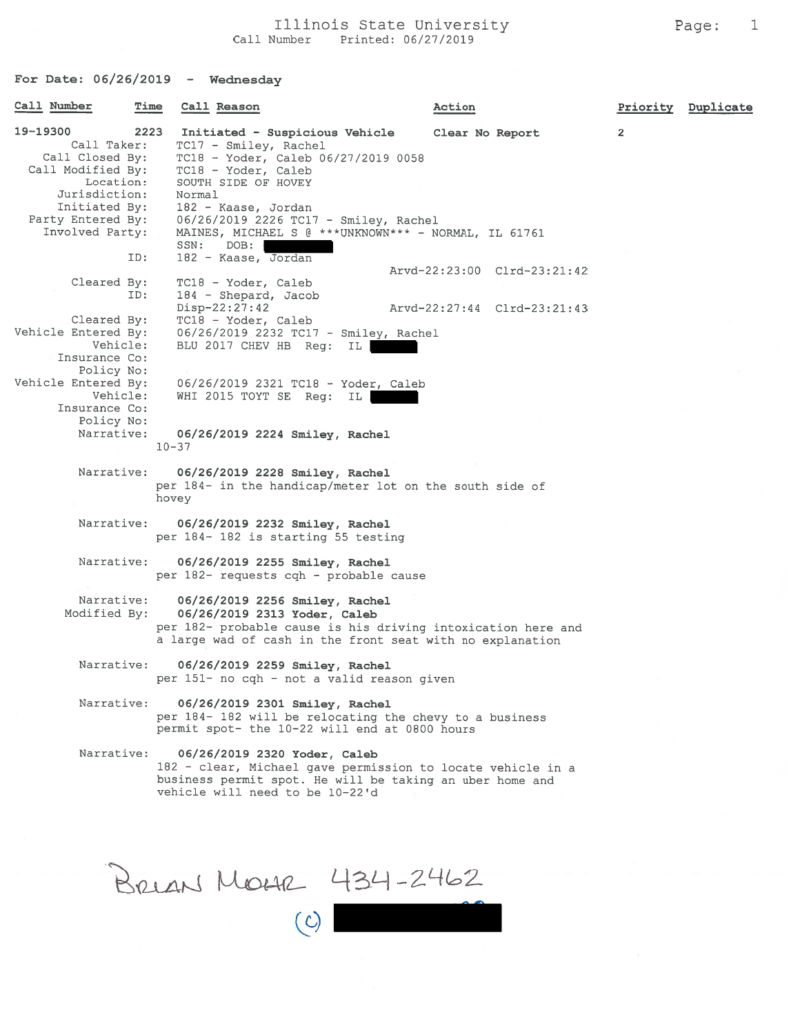Illinois State University
Call Number Printed: 06/27/2019

**For Date: 06/26/2019 - Wednesday**

| Call Number | Time | Call Reason | Action | Priority | Duplicate |
|---|---|---|---|---|---|
| 19-19300 | 2223 | Initiated - Suspicious Vehicle | Clear No Report | 2 | |

Call Taker: TC17 - Smiley, Rachel
Call Closed By: TC18 - Yoder, Caleb 06/27/2019 0058
Call Modified By: TC18 - Yoder, Caleb
Location: SOUTH SIDE OF HOVEY
Jurisdiction: Normal
Initiated By: 182 - Kaase, Jordan
Party Entered By: 06/26/2019 2226 TC17 - Smiley, Rachel
Involved Party: MAINES, MICHAEL S @ ***UNKNOWN*** - NORMAL, IL 61761
SSN: DOB: [REDACTED]
ID: 182 - Kaase, Jordan
Arvd-22:23:00 Clrd-23:21:42
Cleared By: TC18 - Yoder, Caleb
ID: 184 - Shepard, Jacob
Disp-22:27:42 Arvd-22:27:44 Clrd-23:21:43
Cleared By: TC18 - Yoder, Caleb
Vehicle Entered By: 06/26/2019 2232 TC17 - Smiley, Rachel
Vehicle: BLU 2017 CHEV HB Reg: IL [REDACTED]
Insurance Co:
Policy No:
Vehicle Entered By: 06/26/2019 2321 TC18 - Yoder, Caleb
Vehicle: WHI 2015 TOYT SE Reg: IL [REDACTED]
Insurance Co:
Policy No:

Narrative: **06/26/2019 2224 Smiley, Rachel**
10-37

Narrative: **06/26/2019 2228 Smiley, Rachel**
per 184- in the handicap/meter lot on the south side of hovey

Narrative: **06/26/2019 2232 Smiley, Rachel**
per 184- 182 is starting 55 testing

Narrative: **06/26/2019 2255 Smiley, Rachel**
per 182- requests cqh - probable cause

Narrative: **06/26/2019 2256 Smiley, Rachel**
Modified By: **06/26/2019 2313 Yoder, Caleb**
per 182- probable cause is his driving intoxication here and a large wad of cash in the front seat with no explanation

Narrative: **06/26/2019 2259 Smiley, Rachel**
per 151- no cqh - not a valid reason given

Narrative: **06/26/2019 2301 Smiley, Rachel**
per 184- 182 will be relocating the chevy to a business permit spot- the 10-22 will end at 0800 hours

Narrative: **06/26/2019 2320 Yoder, Caleb**
182 - clear, Michael gave permission to locate vehicle in a business permit spot. He will be taking an uber home and vehicle will need to be 10-22'd

BRIAN MOHR 434-2462
(C) [REDACTED]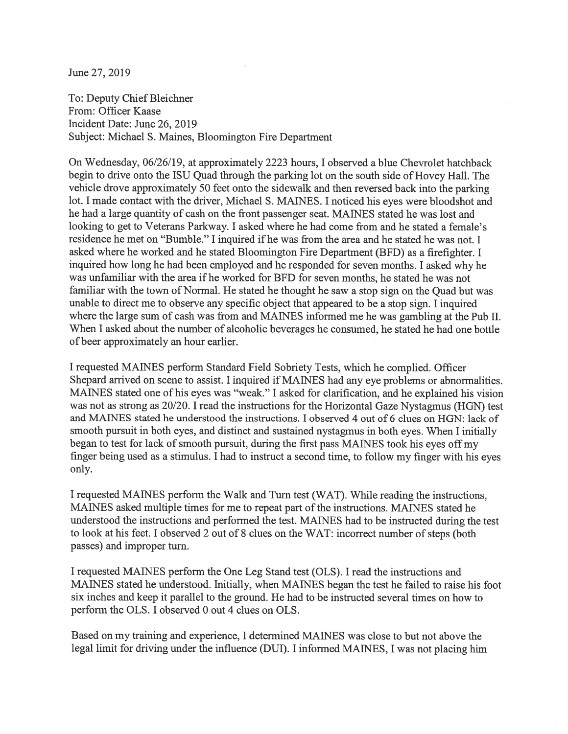June 27, 2019

To: Deputy Chief Bleichner
From: Officer Kaase
Incident Date: June 26, 2019
Subject: Michael S. Maines, Bloomington Fire Department

On Wednesday, 06/26/19, at approximately 2223 hours, I observed a blue Chevrolet hatchback begin to drive onto the ISU Quad through the parking lot on the south side of Hovey Hall. The vehicle drove approximately 50 feet onto the sidewalk and then reversed back into the parking lot. I made contact with the driver, Michael S. MAINES. I noticed his eyes were bloodshot and he had a large quantity of cash on the front passenger seat. MAINES stated he was lost and looking to get to Veterans Parkway. I asked where he had come from and he stated a female's residence he met on "Bumble." I inquired if he was from the area and he stated he was not. I asked where he worked and he stated Bloomington Fire Department (BFD) as a firefighter. I inquired how long he had been employed and he responded for seven months. I asked why he was unfamiliar with the area if he worked for BFD for seven months, he stated he was not familiar with the town of Normal. He stated he thought he saw a stop sign on the Quad but was unable to direct me to observe any specific object that appeared to be a stop sign. I inquired where the large sum of cash was from and MAINES informed me he was gambling at the Pub II. When I asked about the number of alcoholic beverages he consumed, he stated he had one bottle of beer approximately an hour earlier.

I requested MAINES perform Standard Field Sobriety Tests, which he complied. Officer Shepard arrived on scene to assist. I inquired if MAINES had any eye problems or abnormalities. MAINES stated one of his eyes was "weak." I asked for clarification, and he explained his vision was not as strong as 20/20. I read the instructions for the Horizontal Gaze Nystagmus (HGN) test and MAINES stated he understood the instructions. I observed 4 out of 6 clues on HGN: lack of smooth pursuit in both eyes, and distinct and sustained nystagmus in both eyes. When I initially began to test for lack of smooth pursuit, during the first pass MAINES took his eyes off my finger being used as a stimulus. I had to instruct a second time, to follow my finger with his eyes only.

I requested MAINES perform the Walk and Turn test (WAT). While reading the instructions, MAINES asked multiple times for me to repeat part of the instructions. MAINES stated he understood the instructions and performed the test. MAINES had to be instructed during the test to look at his feet. I observed 2 out of 8 clues on the WAT: incorrect number of steps (both passes) and improper turn.

I requested MAINES perform the One Leg Stand test (OLS). I read the instructions and MAINES stated he understood. Initially, when MAINES began the test he failed to raise his foot six inches and keep it parallel to the ground. He had to be instructed several times on how to perform the OLS. I observed 0 out 4 clues on OLS.

Based on my training and experience, I determined MAINES was close to but not above the legal limit for driving under the influence (DUI). I informed MAINES, I was not placing him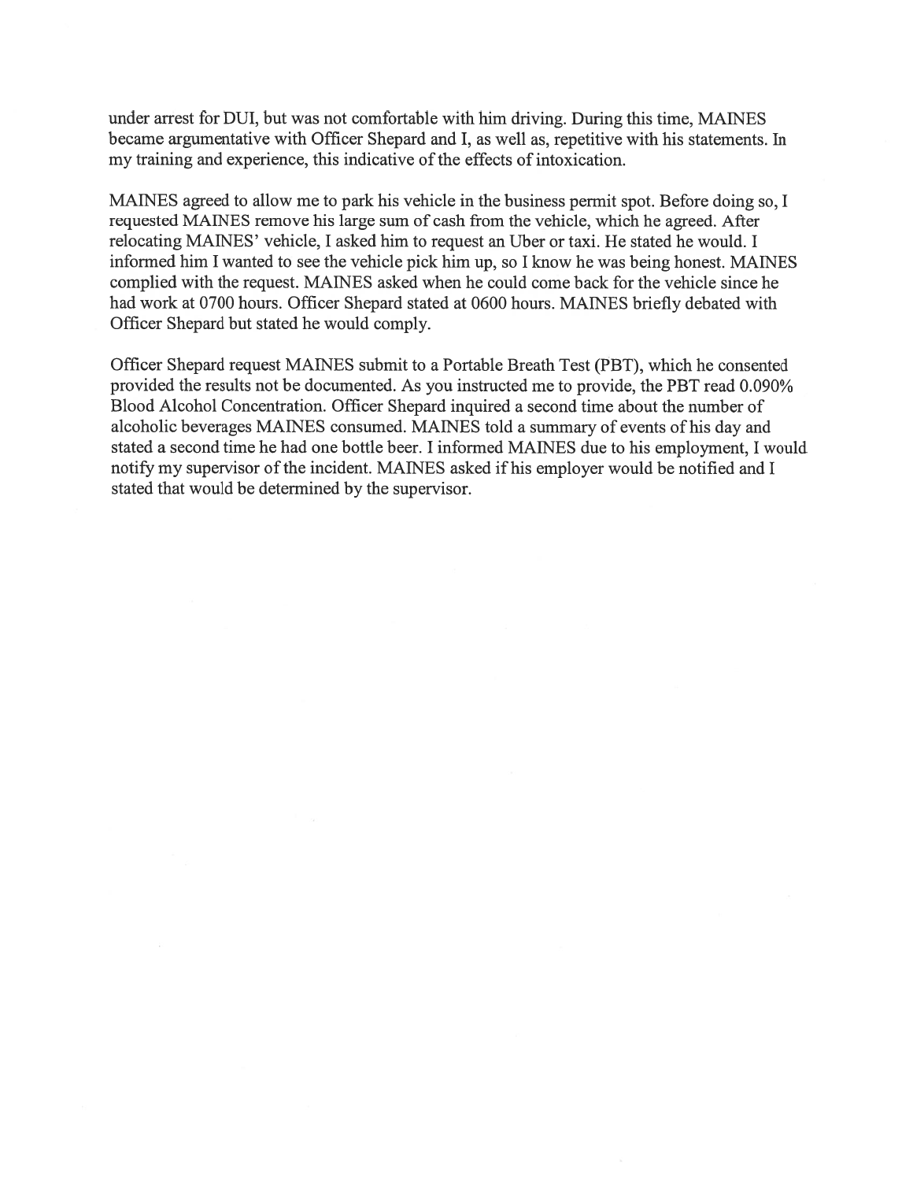under arrest for DUI, but was not comfortable with him driving. During this time, MAINES became argumentative with Officer Shepard and I, as well as, repetitive with his statements. In my training and experience, this indicative of the effects of intoxication.

MAINES agreed to allow me to park his vehicle in the business permit spot. Before doing so, I requested MAINES remove his large sum of cash from the vehicle, which he agreed. After relocating MAINES' vehicle, I asked him to request an Uber or taxi. He stated he would. I informed him I wanted to see the vehicle pick him up, so I know he was being honest. MAINES complied with the request. MAINES asked when he could come back for the vehicle since he had work at 0700 hours. Officer Shepard stated at 0600 hours. MAINES briefly debated with Officer Shepard but stated he would comply.

Officer Shepard request MAINES submit to a Portable Breath Test (PBT), which he consented provided the results not be documented. As you instructed me to provide, the PBT read 0.090% Blood Alcohol Concentration. Officer Shepard inquired a second time about the number of alcoholic beverages MAINES consumed. MAINES told a summary of events of his day and stated a second time he had one bottle beer. I informed MAINES due to his employment, I would notify my supervisor of the incident. MAINES asked if his employer would be notified and I stated that would be determined by the supervisor.